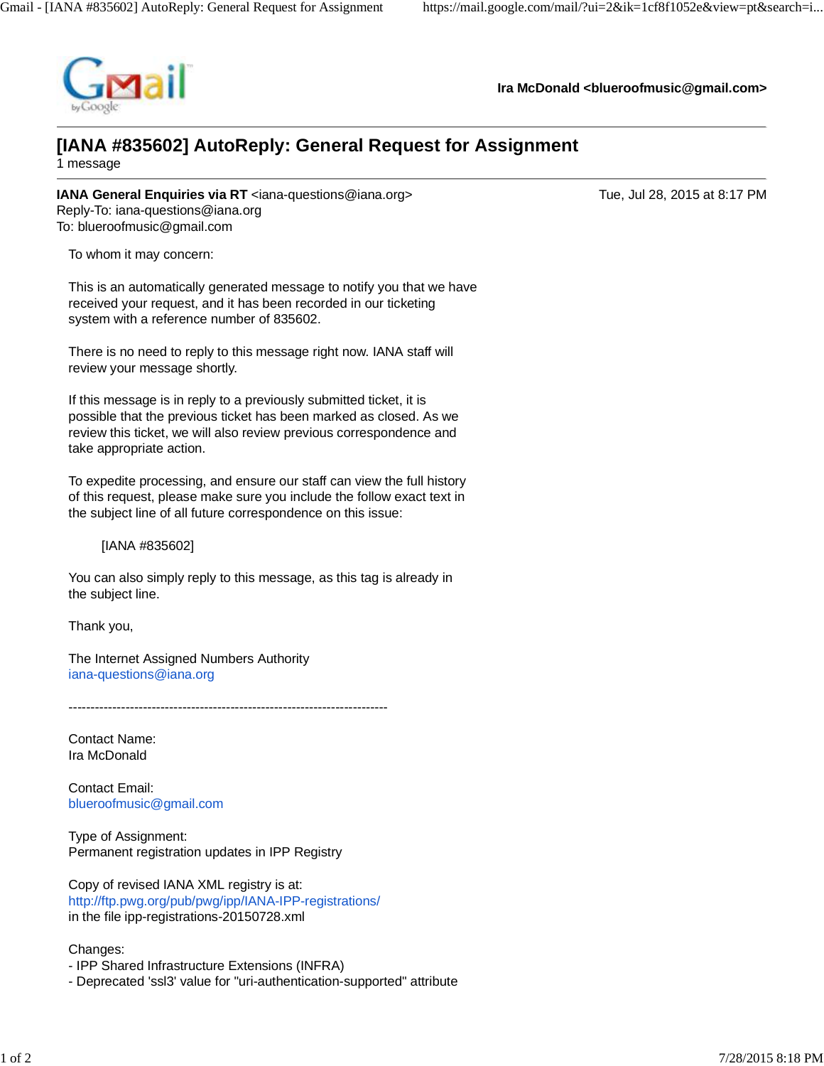**Ira McDonald <blueroofmusic@gmail.com>**

# [IANA #835602] AutoReply: General Request for Assignment

1 message

---

**IANA General Enquiries via RT** <iana-questions@iana.org>  
Reply-To: iana-questions@iana.org  
To: blueroofmusic@gmail.com

Tue, Jul 28, 2015 at 8:17 PM

To whom it may concern:

This is an automatically generated message to notify you that we have received your request, and it has been recorded in our ticketing system with a reference number of 835602.

There is no need to reply to this message right now. IANA staff will review your message shortly.

If this message is in reply to a previously submitted ticket, it is possible that the previous ticket has been marked as closed. As we review this ticket, we will also review previous correspondence and take appropriate action.

To expedite processing, and ensure our staff can view the full history of this request, please make sure you include the follow exact text in the subject line of all future correspondence on this issue:

[IANA #835602]

You can also simply reply to this message, as this tag is already in the subject line.

Thank you,

The Internet Assigned Numbers Authority  
iana-questions@iana.org

-------------------------------------------------------------------------

Contact Name:  
Ira McDonald

Contact Email:  
blueroofmusic@gmail.com

Type of Assignment:  
Permanent registration updates in IPP Registry

Copy of revised IANA XML registry is at:  
http://ftp.pwg.org/pub/pwg/ipp/IANA-IPP-registrations/  
in the file ipp-registrations-20150728.xml

Changes:  
- IPP Shared Infrastructure Extensions (INFRA)  
- Deprecated 'ssl3' value for "uri-authentication-supported" attribute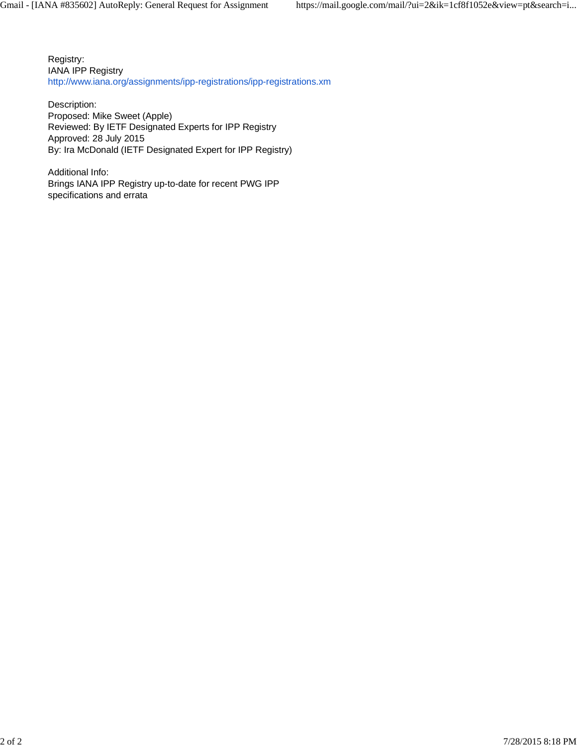Registry:
IANA IPP Registry
http://www.iana.org/assignments/ipp-registrations/ipp-registrations.xm

Description:
Proposed: Mike Sweet (Apple)
Reviewed: By IETF Designated Experts for IPP Registry
Approved: 28 July 2015
By: Ira McDonald (IETF Designated Expert for IPP Registry)

Additional Info:
Brings IANA IPP Registry up-to-date for recent PWG IPP specifications and errata